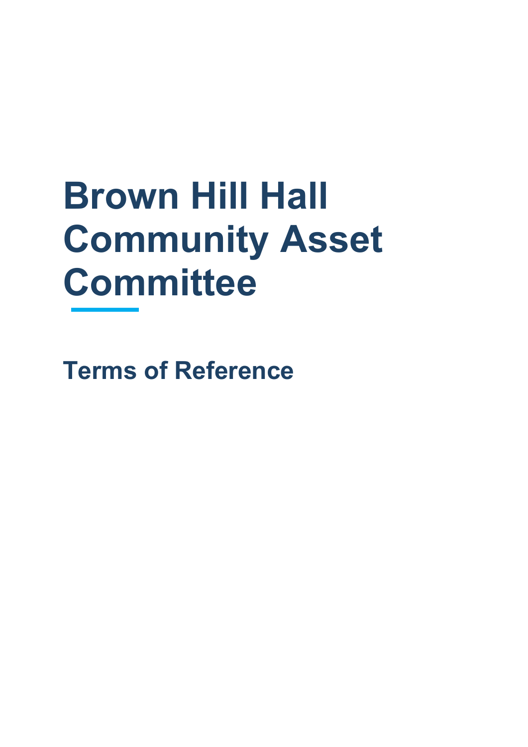# Brown Hill Hall Community Asset Committee

## Terms of Reference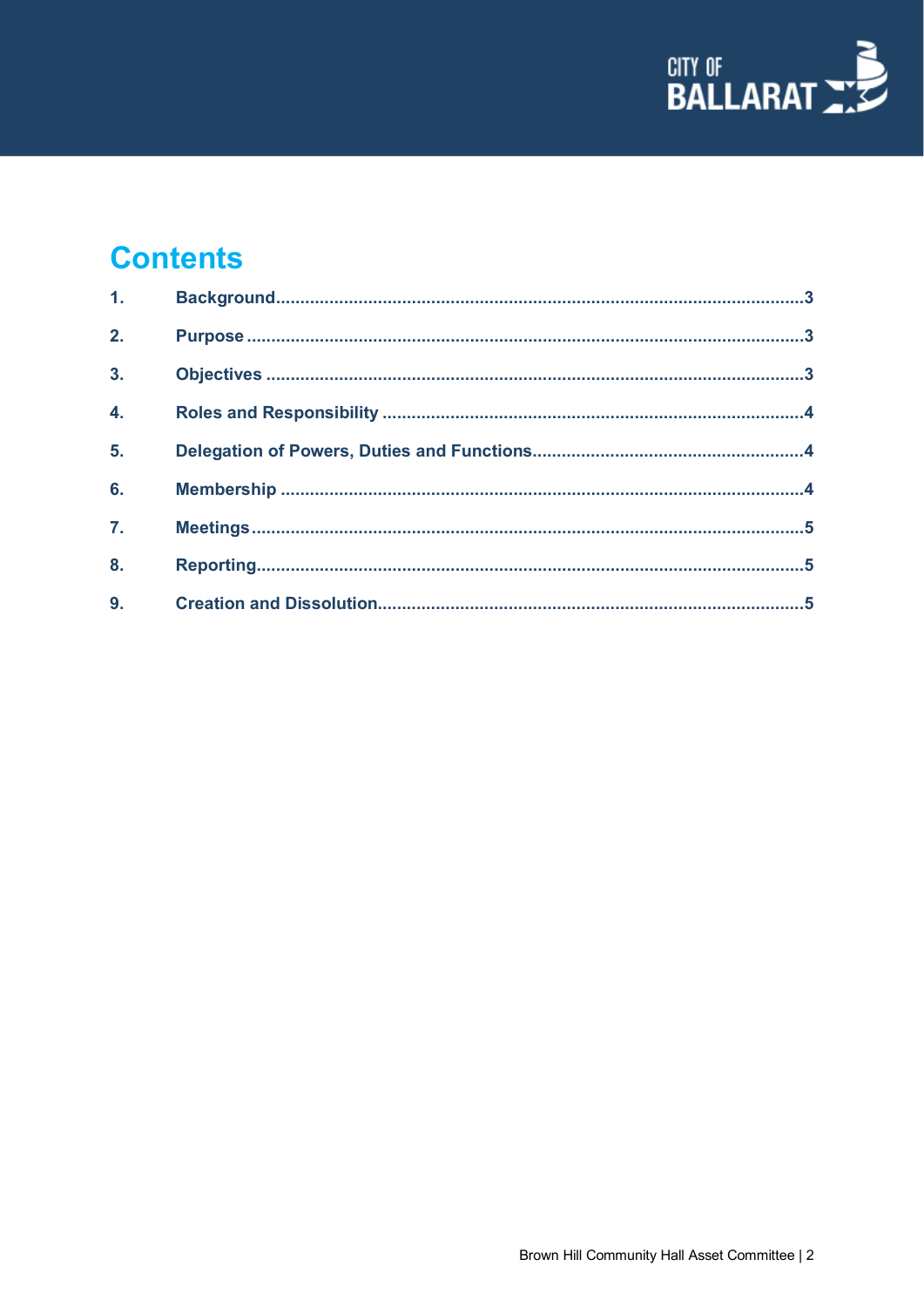# Contents

1. Background ........................................................................................................3
2. Purpose ..............................................................................................................3
3. Objectives ..........................................................................................................3
4. Roles and Responsibility ..................................................................................4
5. Delegation of Powers, Duties and Functions....................................................4
6. Membership .......................................................................................................4
7. Meetings .............................................................................................................5
8. Reporting............................................................................................................5
9. Creation and Dissolution...................................................................................5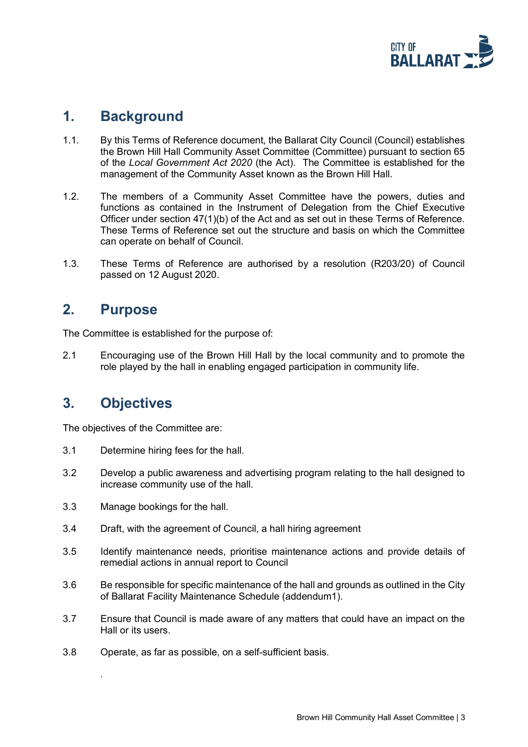## 1. Background

1.1. By this Terms of Reference document, the Ballarat City Council (Council) establishes the Brown Hill Hall Community Asset Committee (Committee) pursuant to section 65 of the *Local Government Act 2020* (the Act). The Committee is established for the management of the Community Asset known as the Brown Hill Hall.

1.2. The members of a Community Asset Committee have the powers, duties and functions as contained in the Instrument of Delegation from the Chief Executive Officer under section 47(1)(b) of the Act and as set out in these Terms of Reference. These Terms of Reference set out the structure and basis on which the Committee can operate on behalf of Council.

1.3. These Terms of Reference are authorised by a resolution (R203/20) of Council passed on 12 August 2020.

## 2. Purpose

The Committee is established for the purpose of:

2.1 Encouraging use of the Brown Hill Hall by the local community and to promote the role played by the hall in enabling engaged participation in community life.

## 3. Objectives

The objectives of the Committee are:

3.1 Determine hiring fees for the hall.

3.2 Develop a public awareness and advertising program relating to the hall designed to increase community use of the hall.

3.3 Manage bookings for the hall.

3.4 Draft, with the agreement of Council, a hall hiring agreement

3.5 Identify maintenance needs, prioritise maintenance actions and provide details of remedial actions in annual report to Council

3.6 Be responsible for specific maintenance of the hall and grounds as outlined in the City of Ballarat Facility Maintenance Schedule (addendum1).

3.7 Ensure that Council is made aware of any matters that could have an impact on the Hall or its users.

3.8 Operate, as far as possible, on a self-sufficient basis.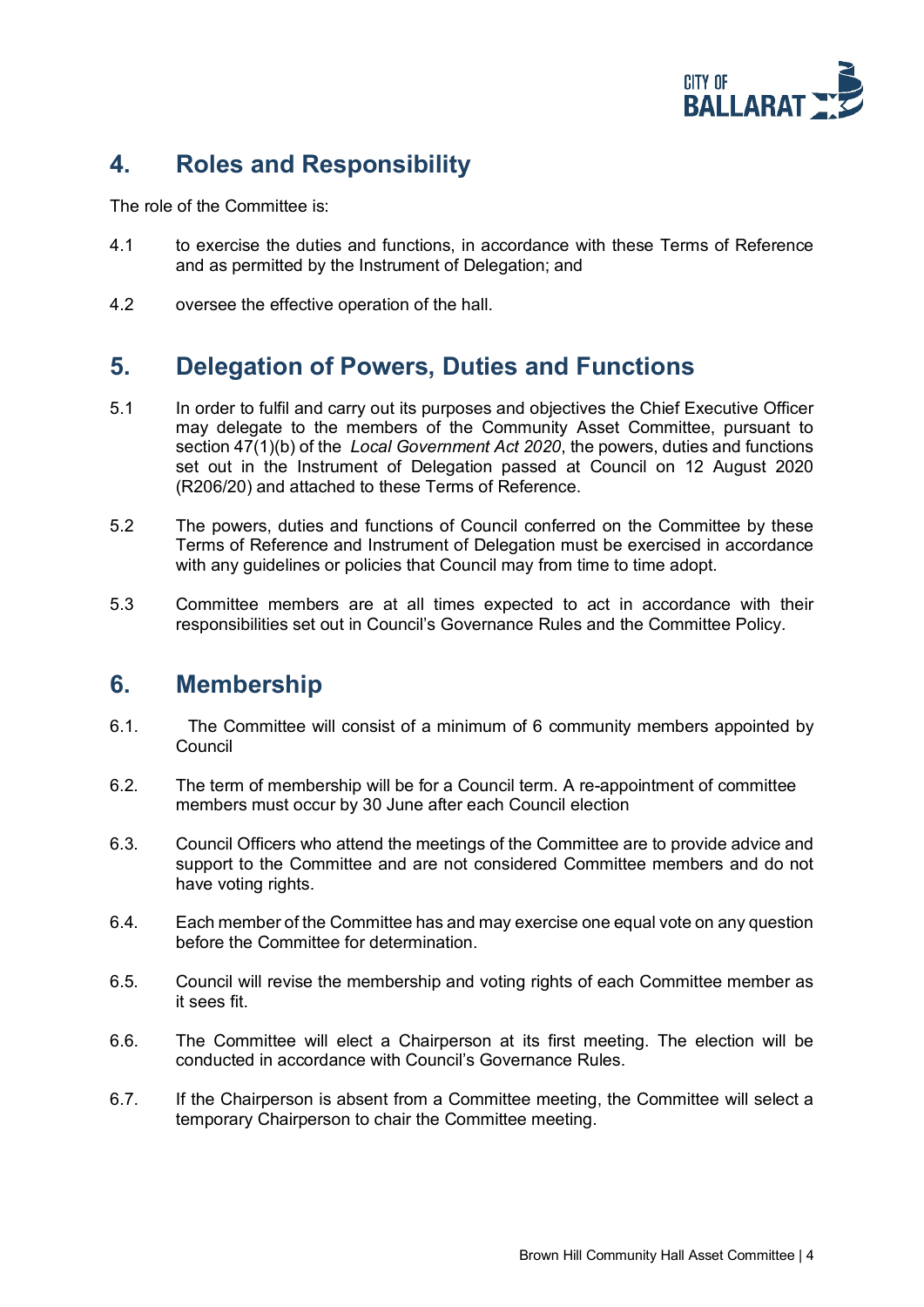## 4. Roles and Responsibility

The role of the Committee is:

4.1 to exercise the duties and functions, in accordance with these Terms of Reference and as permitted by the Instrument of Delegation; and

4.2 oversee the effective operation of the hall.

## 5. Delegation of Powers, Duties and Functions

5.1 In order to fulfil and carry out its purposes and objectives the Chief Executive Officer may delegate to the members of the Community Asset Committee, pursuant to section 47(1)(b) of the *Local Government Act 2020*, the powers, duties and functions set out in the Instrument of Delegation passed at Council on 12 August 2020 (R206/20) and attached to these Terms of Reference.

5.2 The powers, duties and functions of Council conferred on the Committee by these Terms of Reference and Instrument of Delegation must be exercised in accordance with any guidelines or policies that Council may from time to time adopt.

5.3 Committee members are at all times expected to act in accordance with their responsibilities set out in Council's Governance Rules and the Committee Policy.

## 6. Membership

6.1. The Committee will consist of a minimum of 6 community members appointed by Council

6.2. The term of membership will be for a Council term. A re-appointment of committee members must occur by 30 June after each Council election

6.3. Council Officers who attend the meetings of the Committee are to provide advice and support to the Committee and are not considered Committee members and do not have voting rights.

6.4. Each member of the Committee has and may exercise one equal vote on any question before the Committee for determination.

6.5. Council will revise the membership and voting rights of each Committee member as it sees fit.

6.6. The Committee will elect a Chairperson at its first meeting. The election will be conducted in accordance with Council's Governance Rules.

6.7. If the Chairperson is absent from a Committee meeting, the Committee will select a temporary Chairperson to chair the Committee meeting.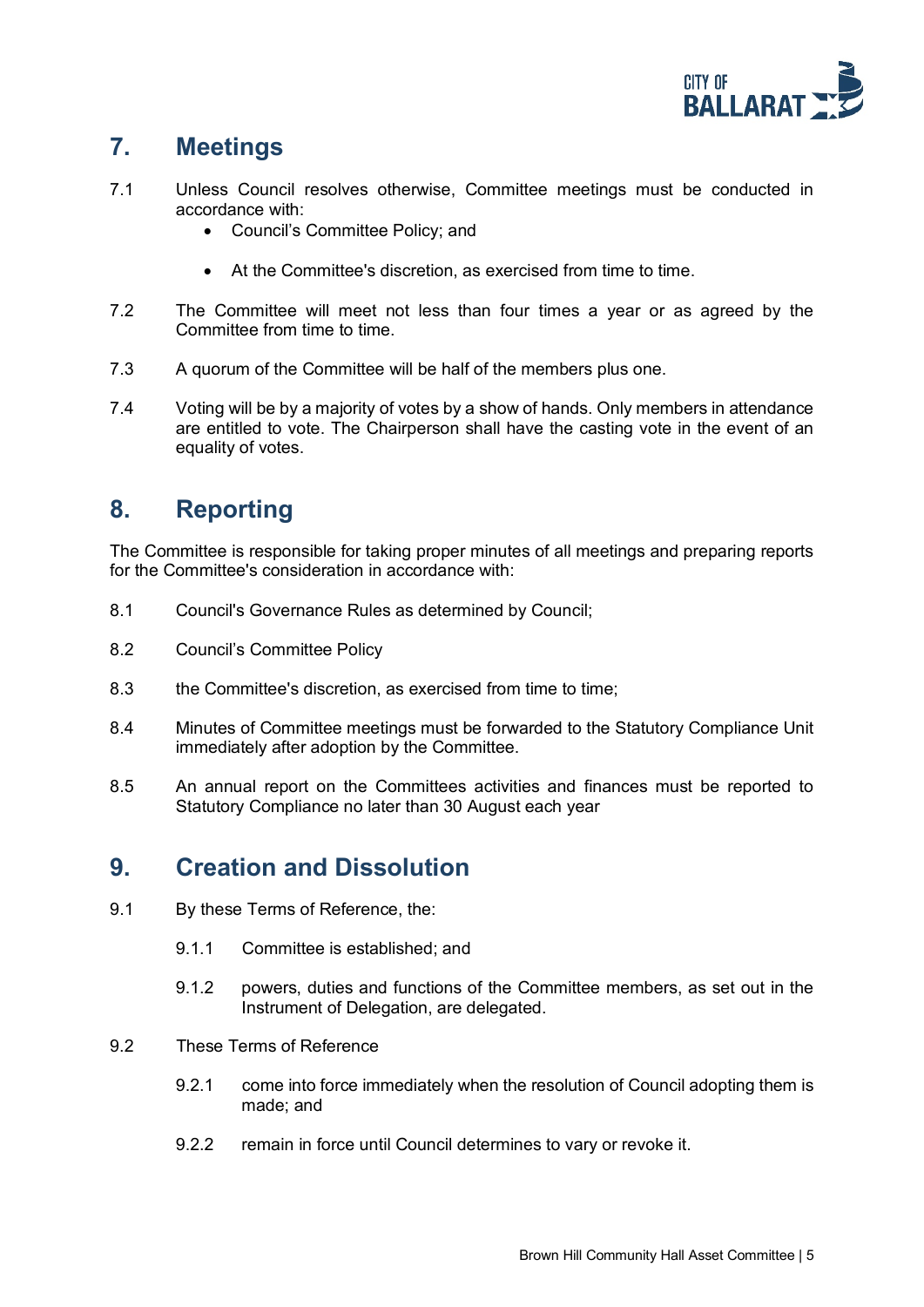## 7. Meetings

7.1 Unless Council resolves otherwise, Committee meetings must be conducted in accordance with:

- Council's Committee Policy; and
- At the Committee's discretion, as exercised from time to time.

7.2 The Committee will meet not less than four times a year or as agreed by the Committee from time to time.

7.3 A quorum of the Committee will be half of the members plus one.

7.4 Voting will be by a majority of votes by a show of hands. Only members in attendance are entitled to vote. The Chairperson shall have the casting vote in the event of an equality of votes.

## 8. Reporting

The Committee is responsible for taking proper minutes of all meetings and preparing reports for the Committee's consideration in accordance with:

8.1 Council's Governance Rules as determined by Council;

8.2 Council's Committee Policy

8.3 the Committee's discretion, as exercised from time to time;

8.4 Minutes of Committee meetings must be forwarded to the Statutory Compliance Unit immediately after adoption by the Committee.

8.5 An annual report on the Committees activities and finances must be reported to Statutory Compliance no later than 30 August each year

## 9. Creation and Dissolution

9.1 By these Terms of Reference, the:

9.1.1 Committee is established; and

9.1.2 powers, duties and functions of the Committee members, as set out in the Instrument of Delegation, are delegated.

9.2 These Terms of Reference

9.2.1 come into force immediately when the resolution of Council adopting them is made; and

9.2.2 remain in force until Council determines to vary or revoke it.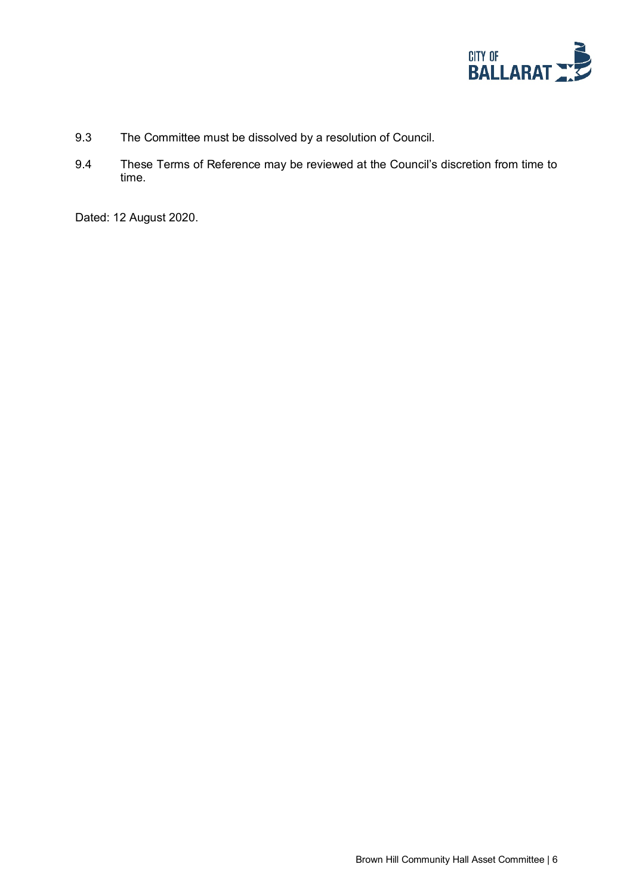9.3 The Committee must be dissolved by a resolution of Council.

9.4 These Terms of Reference may be reviewed at the Council's discretion from time to time.

Dated: 12 August 2020.